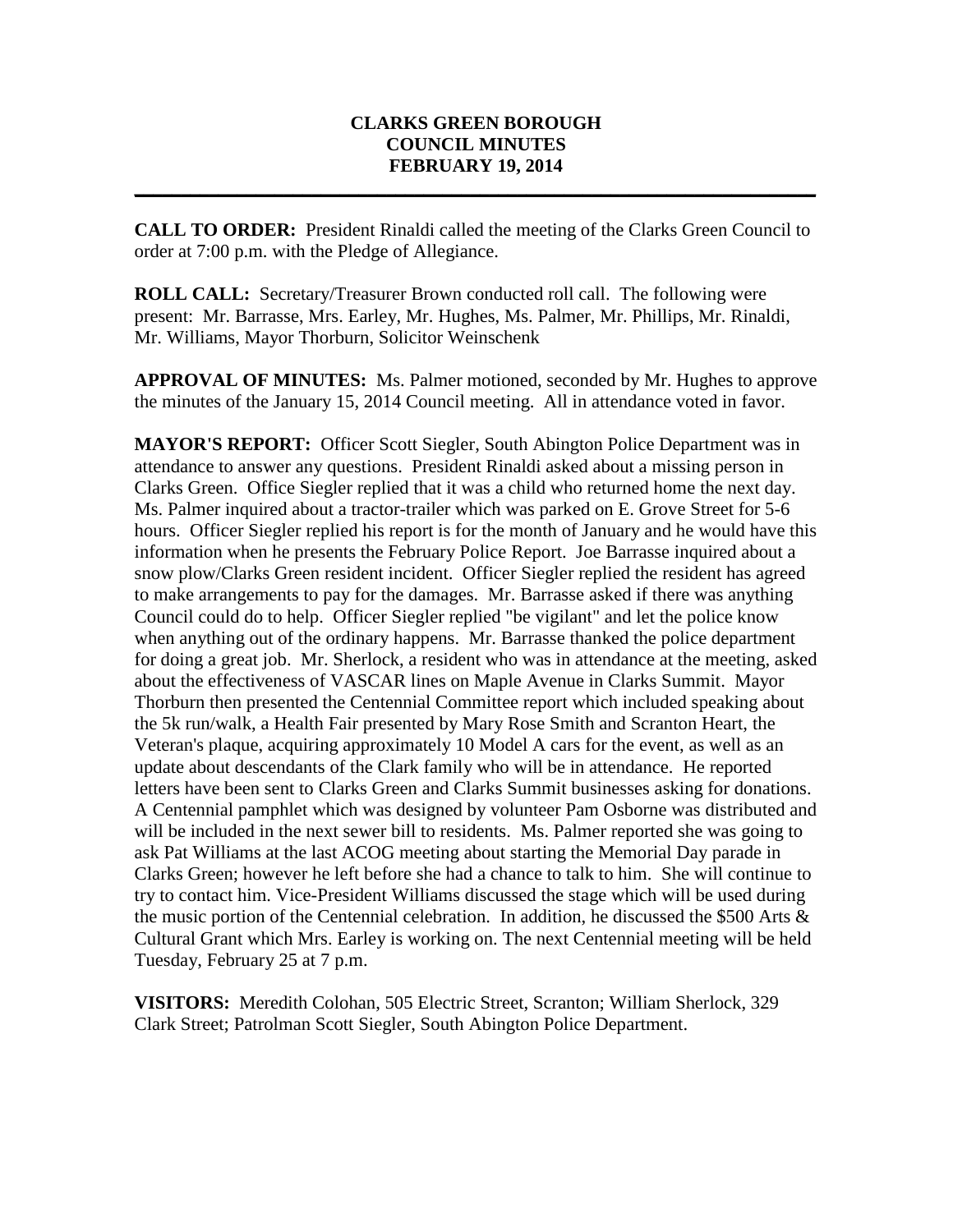# CLARKS GREEN BOROUGH
# COUNCIL MINUTES
# FEBRUARY 19, 2014

---

**CALL TO ORDER:** President Rinaldi called the meeting of the Clarks Green Council to order at 7:00 p.m. with the Pledge of Allegiance.

**ROLL CALL:** Secretary/Treasurer Brown conducted roll call. The following were present: Mr. Barrasse, Mrs. Earley, Mr. Hughes, Ms. Palmer, Mr. Phillips, Mr. Rinaldi, Mr. Williams, Mayor Thorburn, Solicitor Weinschenk

**APPROVAL OF MINUTES:** Ms. Palmer motioned, seconded by Mr. Hughes to approve the minutes of the January 15, 2014 Council meeting. All in attendance voted in favor.

**MAYOR'S REPORT:** Officer Scott Siegler, South Abington Police Department was in attendance to answer any questions. President Rinaldi asked about a missing person in Clarks Green. Office Siegler replied that it was a child who returned home the next day. Ms. Palmer inquired about a tractor-trailer which was parked on E. Grove Street for 5-6 hours. Officer Siegler replied his report is for the month of January and he would have this information when he presents the February Police Report. Joe Barrasse inquired about a snow plow/Clarks Green resident incident. Officer Siegler replied the resident has agreed to make arrangements to pay for the damages. Mr. Barrasse asked if there was anything Council could do to help. Officer Siegler replied "be vigilant" and let the police know when anything out of the ordinary happens. Mr. Barrasse thanked the police department for doing a great job. Mr. Sherlock, a resident who was in attendance at the meeting, asked about the effectiveness of VASCAR lines on Maple Avenue in Clarks Summit. Mayor Thorburn then presented the Centennial Committee report which included speaking about the 5k run/walk, a Health Fair presented by Mary Rose Smith and Scranton Heart, the Veteran's plaque, acquiring approximately 10 Model A cars for the event, as well as an update about descendants of the Clark family who will be in attendance. He reported letters have been sent to Clarks Green and Clarks Summit businesses asking for donations. A Centennial pamphlet which was designed by volunteer Pam Osborne was distributed and will be included in the next sewer bill to residents. Ms. Palmer reported she was going to ask Pat Williams at the last ACOG meeting about starting the Memorial Day parade in Clarks Green; however he left before she had a chance to talk to him. She will continue to try to contact him. Vice-President Williams discussed the stage which will be used during the music portion of the Centennial celebration. In addition, he discussed the $500 Arts & Cultural Grant which Mrs. Earley is working on. The next Centennial meeting will be held Tuesday, February 25 at 7 p.m.

**VISITORS:** Meredith Colohan, 505 Electric Street, Scranton; William Sherlock, 329 Clark Street; Patrolman Scott Siegler, South Abington Police Department.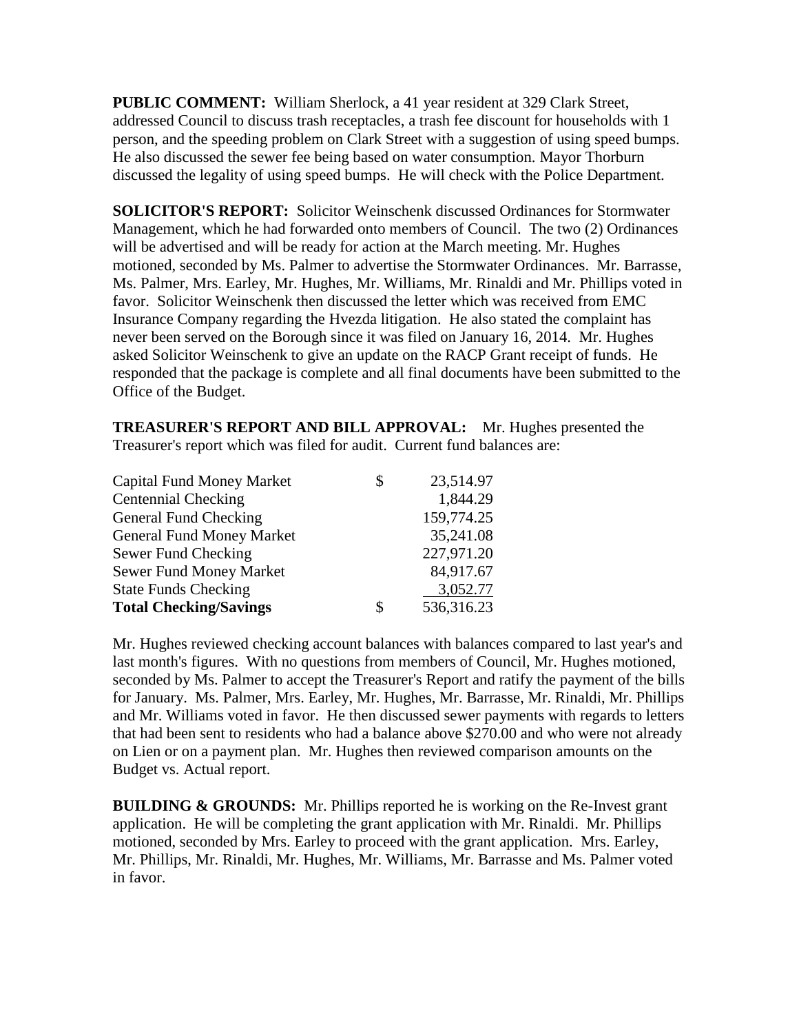**PUBLIC COMMENT:** William Sherlock, a 41 year resident at 329 Clark Street, addressed Council to discuss trash receptacles, a trash fee discount for households with 1 person, and the speeding problem on Clark Street with a suggestion of using speed bumps. He also discussed the sewer fee being based on water consumption. Mayor Thorburn discussed the legality of using speed bumps. He will check with the Police Department.

**SOLICITOR'S REPORT:** Solicitor Weinschenk discussed Ordinances for Stormwater Management, which he had forwarded onto members of Council. The two (2) Ordinances will be advertised and will be ready for action at the March meeting. Mr. Hughes motioned, seconded by Ms. Palmer to advertise the Stormwater Ordinances. Mr. Barrasse, Ms. Palmer, Mrs. Earley, Mr. Hughes, Mr. Williams, Mr. Rinaldi and Mr. Phillips voted in favor. Solicitor Weinschenk then discussed the letter which was received from EMC Insurance Company regarding the Hvezda litigation. He also stated the complaint has never been served on the Borough since it was filed on January 16, 2014. Mr. Hughes asked Solicitor Weinschenk to give an update on the RACP Grant receipt of funds. He responded that the package is complete and all final documents have been submitted to the Office of the Budget.

**TREASURER'S REPORT AND BILL APPROVAL:** Mr. Hughes presented the Treasurer's report which was filed for audit. Current fund balances are:

| | | |
|---|---|---|
| Capital Fund Money Market | $ | 23,514.97 |
| Centennial Checking | | 1,844.29 |
| General Fund Checking | | 159,774.25 |
| General Fund Money Market | | 35,241.08 |
| Sewer Fund Checking | | 227,971.20 |
| Sewer Fund Money Market | | 84,917.67 |
| State Funds Checking | | 3,052.77 |
| **Total Checking/Savings** | $ | 536,316.23 |

Mr. Hughes reviewed checking account balances with balances compared to last year's and last month's figures. With no questions from members of Council, Mr. Hughes motioned, seconded by Ms. Palmer to accept the Treasurer's Report and ratify the payment of the bills for January. Ms. Palmer, Mrs. Earley, Mr. Hughes, Mr. Barrasse, Mr. Rinaldi, Mr. Phillips and Mr. Williams voted in favor. He then discussed sewer payments with regards to letters that had been sent to residents who had a balance above $270.00 and who were not already on Lien or on a payment plan. Mr. Hughes then reviewed comparison amounts on the Budget vs. Actual report.

**BUILDING & GROUNDS:** Mr. Phillips reported he is working on the Re-Invest grant application. He will be completing the grant application with Mr. Rinaldi. Mr. Phillips motioned, seconded by Mrs. Earley to proceed with the grant application. Mrs. Earley, Mr. Phillips, Mr. Rinaldi, Mr. Hughes, Mr. Williams, Mr. Barrasse and Ms. Palmer voted in favor.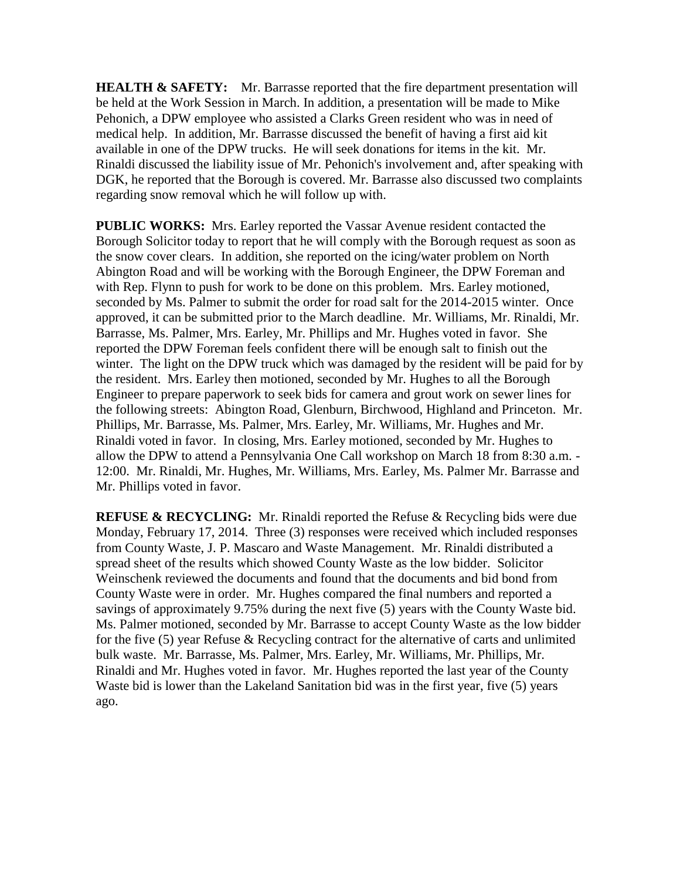**HEALTH & SAFETY:** Mr. Barrasse reported that the fire department presentation will be held at the Work Session in March. In addition, a presentation will be made to Mike Pehonich, a DPW employee who assisted a Clarks Green resident who was in need of medical help. In addition, Mr. Barrasse discussed the benefit of having a first aid kit available in one of the DPW trucks. He will seek donations for items in the kit. Mr. Rinaldi discussed the liability issue of Mr. Pehonich's involvement and, after speaking with DGK, he reported that the Borough is covered. Mr. Barrasse also discussed two complaints regarding snow removal which he will follow up with.

**PUBLIC WORKS:** Mrs. Earley reported the Vassar Avenue resident contacted the Borough Solicitor today to report that he will comply with the Borough request as soon as the snow cover clears. In addition, she reported on the icing/water problem on North Abington Road and will be working with the Borough Engineer, the DPW Foreman and with Rep. Flynn to push for work to be done on this problem. Mrs. Earley motioned, seconded by Ms. Palmer to submit the order for road salt for the 2014-2015 winter. Once approved, it can be submitted prior to the March deadline. Mr. Williams, Mr. Rinaldi, Mr. Barrasse, Ms. Palmer, Mrs. Earley, Mr. Phillips and Mr. Hughes voted in favor. She reported the DPW Foreman feels confident there will be enough salt to finish out the winter. The light on the DPW truck which was damaged by the resident will be paid for by the resident. Mrs. Earley then motioned, seconded by Mr. Hughes to all the Borough Engineer to prepare paperwork to seek bids for camera and grout work on sewer lines for the following streets: Abington Road, Glenburn, Birchwood, Highland and Princeton. Mr. Phillips, Mr. Barrasse, Ms. Palmer, Mrs. Earley, Mr. Williams, Mr. Hughes and Mr. Rinaldi voted in favor. In closing, Mrs. Earley motioned, seconded by Mr. Hughes to allow the DPW to attend a Pennsylvania One Call workshop on March 18 from 8:30 a.m. - 12:00. Mr. Rinaldi, Mr. Hughes, Mr. Williams, Mrs. Earley, Ms. Palmer Mr. Barrasse and Mr. Phillips voted in favor.

**REFUSE & RECYCLING:** Mr. Rinaldi reported the Refuse & Recycling bids were due Monday, February 17, 2014. Three (3) responses were received which included responses from County Waste, J. P. Mascaro and Waste Management. Mr. Rinaldi distributed a spread sheet of the results which showed County Waste as the low bidder. Solicitor Weinschenk reviewed the documents and found that the documents and bid bond from County Waste were in order. Mr. Hughes compared the final numbers and reported a savings of approximately 9.75% during the next five (5) years with the County Waste bid. Ms. Palmer motioned, seconded by Mr. Barrasse to accept County Waste as the low bidder for the five (5) year Refuse & Recycling contract for the alternative of carts and unlimited bulk waste. Mr. Barrasse, Ms. Palmer, Mrs. Earley, Mr. Williams, Mr. Phillips, Mr. Rinaldi and Mr. Hughes voted in favor. Mr. Hughes reported the last year of the County Waste bid is lower than the Lakeland Sanitation bid was in the first year, five (5) years ago.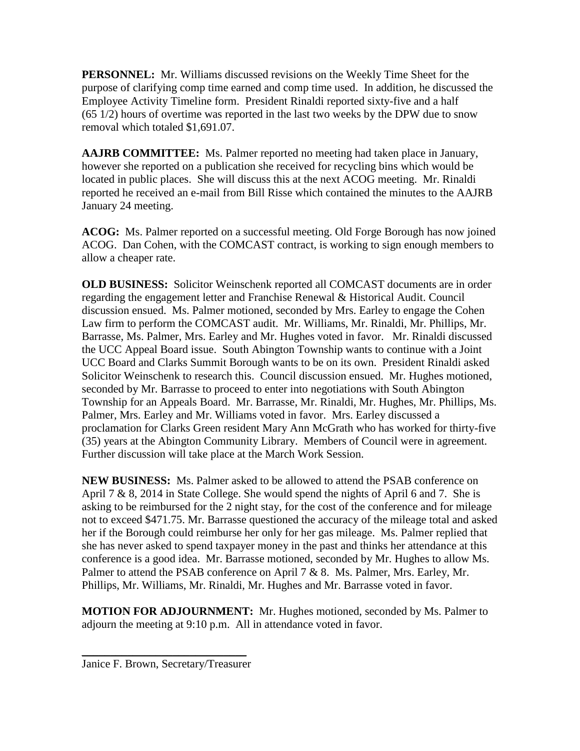**PERSONNEL:** Mr. Williams discussed revisions on the Weekly Time Sheet for the purpose of clarifying comp time earned and comp time used. In addition, he discussed the Employee Activity Timeline form. President Rinaldi reported sixty-five and a half (65 1/2) hours of overtime was reported in the last two weeks by the DPW due to snow removal which totaled $1,691.07.

**AAJRB COMMITTEE:** Ms. Palmer reported no meeting had taken place in January, however she reported on a publication she received for recycling bins which would be located in public places. She will discuss this at the next ACOG meeting. Mr. Rinaldi reported he received an e-mail from Bill Risse which contained the minutes to the AAJRB January 24 meeting.

**ACOG:** Ms. Palmer reported on a successful meeting. Old Forge Borough has now joined ACOG. Dan Cohen, with the COMCAST contract, is working to sign enough members to allow a cheaper rate.

**OLD BUSINESS:** Solicitor Weinschenk reported all COMCAST documents are in order regarding the engagement letter and Franchise Renewal & Historical Audit. Council discussion ensued. Ms. Palmer motioned, seconded by Mrs. Earley to engage the Cohen Law firm to perform the COMCAST audit. Mr. Williams, Mr. Rinaldi, Mr. Phillips, Mr. Barrasse, Ms. Palmer, Mrs. Earley and Mr. Hughes voted in favor. Mr. Rinaldi discussed the UCC Appeal Board issue. South Abington Township wants to continue with a Joint UCC Board and Clarks Summit Borough wants to be on its own. President Rinaldi asked Solicitor Weinschenk to research this. Council discussion ensued. Mr. Hughes motioned, seconded by Mr. Barrasse to proceed to enter into negotiations with South Abington Township for an Appeals Board. Mr. Barrasse, Mr. Rinaldi, Mr. Hughes, Mr. Phillips, Ms. Palmer, Mrs. Earley and Mr. Williams voted in favor. Mrs. Earley discussed a proclamation for Clarks Green resident Mary Ann McGrath who has worked for thirty-five (35) years at the Abington Community Library. Members of Council were in agreement. Further discussion will take place at the March Work Session.

**NEW BUSINESS:** Ms. Palmer asked to be allowed to attend the PSAB conference on April 7 & 8, 2014 in State College. She would spend the nights of April 6 and 7. She is asking to be reimbursed for the 2 night stay, for the cost of the conference and for mileage not to exceed $471.75. Mr. Barrasse questioned the accuracy of the mileage total and asked her if the Borough could reimburse her only for her gas mileage. Ms. Palmer replied that she has never asked to spend taxpayer money in the past and thinks her attendance at this conference is a good idea. Mr. Barrasse motioned, seconded by Mr. Hughes to allow Ms. Palmer to attend the PSAB conference on April 7 & 8. Ms. Palmer, Mrs. Earley, Mr. Phillips, Mr. Williams, Mr. Rinaldi, Mr. Hughes and Mr. Barrasse voted in favor.

**MOTION FOR ADJOURNMENT:** Mr. Hughes motioned, seconded by Ms. Palmer to adjourn the meeting at 9:10 p.m. All in attendance voted in favor.

______________________________
Janice F. Brown, Secretary/Treasurer